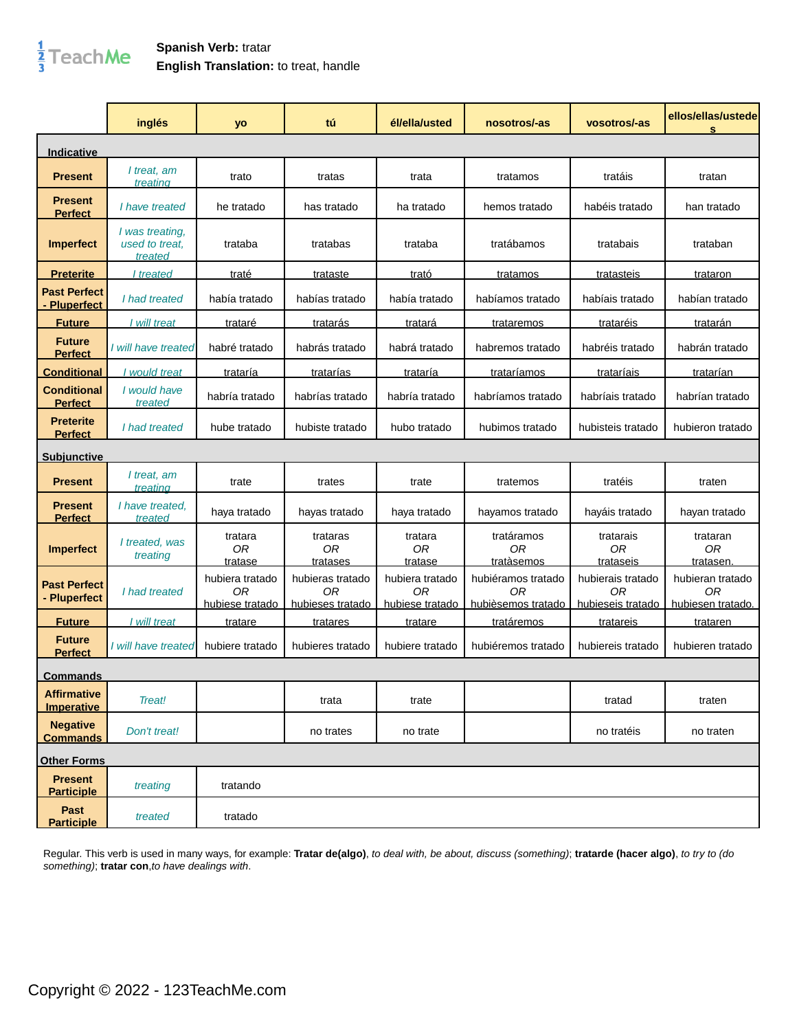**Spanish Verb:** tratar
**English Translation:** to treat, handle

| | inglés | yo | tú | él/ella/usted | nosotros/-as | vosotros/-as | ellos/ellas/ustedes |
|---|---|---|---|---|---|---|---|
| **Indicative** | | | | | | | |
| **Present** | *I treat, am treating* | trato | tratas | trata | tratamos | tratáis | tratan |
| **Present Perfect** | *I have treated* | he tratado | has tratado | ha tratado | hemos tratado | habéis tratado | han tratado |
| **Imperfect** | *I was treating, used to treat, treated* | trataba | tratabas | trataba | tratábamos | tratabais | trataban |
| **Preterite** | *I treated* | traté | trataste | trató | tratamos | tratasteis | trataron |
| **Past Perfect - Pluperfect** | *I had treated* | había tratado | habías tratado | había tratado | habíamos tratado | habíais tratado | habían tratado |
| **Future** | *I will treat* | trataré | tratarás | tratará | trataremos | trataréis | tratarán |
| **Future Perfect** | *I will have treated* | habré tratado | habrás tratado | habrá tratado | habremos tratado | habréis tratado | habrán tratado |
| **Conditional** | *I would treat* | trataría | tratarías | trataría | trataríamos | trataríais | tratarían |
| **Conditional Perfect** | *I would have treated* | habría tratado | habrías tratado | habría tratado | habríamos tratado | habríais tratado | habrían tratado |
| **Preterite Perfect** | *I had treated* | hube tratado | hubiste tratado | hubo tratado | hubimos tratado | hubisteis tratado | hubieron tratado |
| **Subjunctive** | | | | | | | |
| **Present** | *I treat, am treating* | trate | trates | trate | tratemos | tratéis | traten |
| **Present Perfect** | *I have treated, treated* | haya tratado | hayas tratado | haya tratado | hayamos tratado | hayáis tratado | hayan tratado |
| **Imperfect** | *I treated, was treating* | tratara *OR* tratase | trataras *OR* tratases | tratara *OR* tratase | tratáramos *OR* tratàsemos | tratarais *OR* trataseis | trataran *OR* tratasen. |
| **Past Perfect - Pluperfect** | *I had treated* | hubiera tratado *OR* hubiese tratado | hubieras tratado *OR* hubieses tratado | hubiera tratado *OR* hubiese tratado | hubiéramos tratado *OR* hubièsemos tratado | hubierais tratado *OR* hubieseis tratado | hubieran tratado *OR* hubiesen tratado. |
| **Future** | *I will treat* | tratare | tratares | tratare | tratáremos | tratareis | trataren |
| **Future Perfect** | *I will have treated* | hubiere tratado | hubieres tratado | hubiere tratado | hubiéremos tratado | hubiereis tratado | hubieren tratado |
| **Commands** | | | | | | | |
| **Affirmative Imperative** | *Treat!* | | trata | trate | | tratad | traten |
| **Negative Commands** | *Don't treat!* | | no trates | no trate | | no tratéis | no traten |
| **Other Forms** | | | | | | | |
| **Present Participle** | *treating* | tratando | | | | | |
| **Past Participle** | *treated* | tratado | | | | | |

Regular. This verb is used in many ways, for example: **Tratar de(algo)**, *to deal with, be about, discuss (something)*; **tratarde (hacer algo)**, *to try to (do something)*; **tratar con**,*to have dealings with*.

Copyright © 2022 - 123TeachMe.com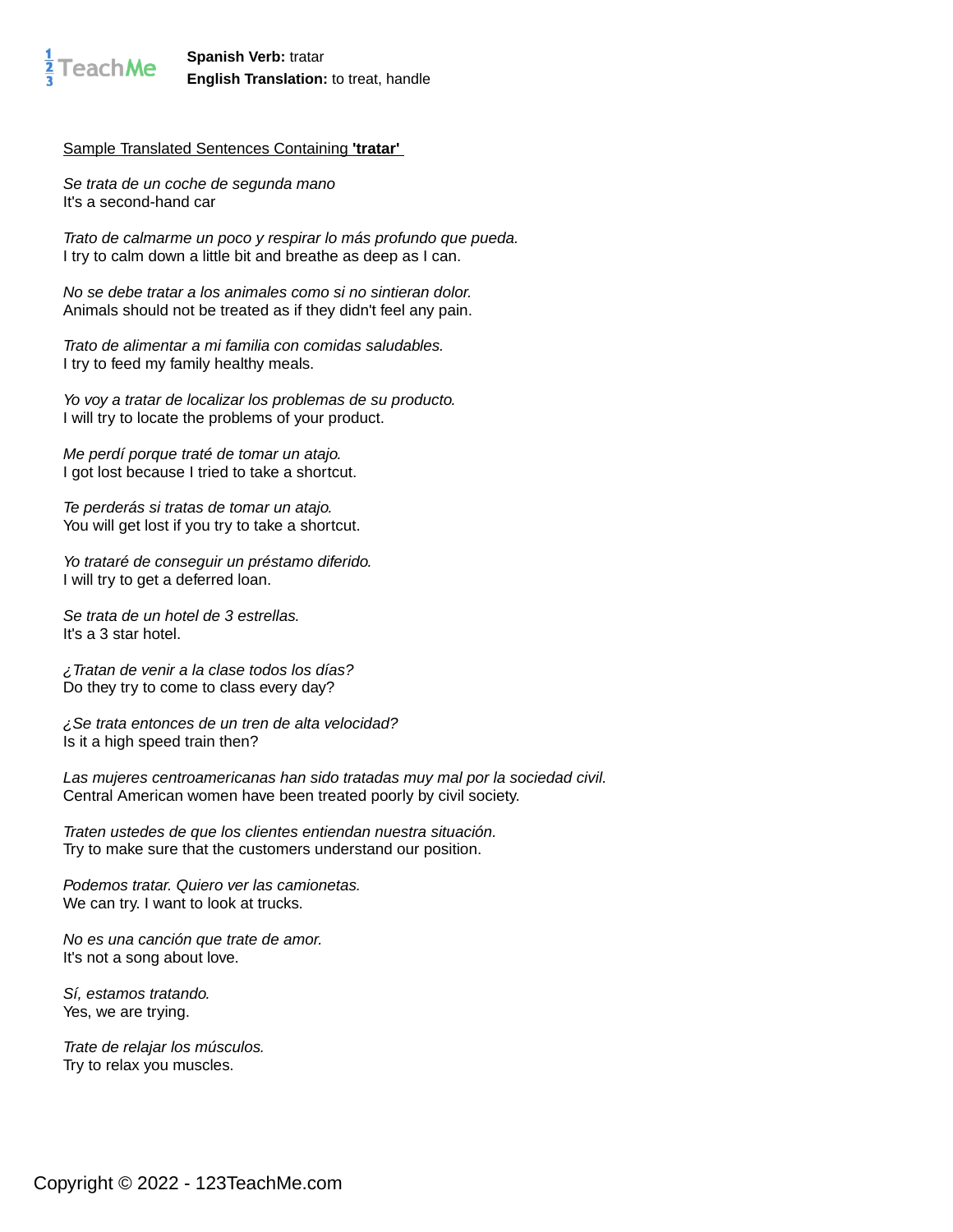**Spanish Verb:** tratar
**English Translation:** to treat, handle

Sample Translated Sentences Containing **'tratar'**

*Se trata de un coche de segunda mano*
It's a second-hand car

*Trato de calmarme un poco y respirar lo más profundo que pueda.*
I try to calm down a little bit and breathe as deep as I can.

*No se debe tratar a los animales como si no sintieran dolor.*
Animals should not be treated as if they didn't feel any pain.

*Trato de alimentar a mi familia con comidas saludables.*
I try to feed my family healthy meals.

*Yo voy a tratar de localizar los problemas de su producto.*
I will try to locate the problems of your product.

*Me perdí porque traté de tomar un atajo.*
I got lost because I tried to take a shortcut.

*Te perderás si tratas de tomar un atajo.*
You will get lost if you try to take a shortcut.

*Yo trataré de conseguir un préstamo diferido.*
I will try to get a deferred loan.

*Se trata de un hotel de 3 estrellas.*
It's a 3 star hotel.

*¿Tratan de venir a la clase todos los días?*
Do they try to come to class every day?

*¿Se trata entonces de un tren de alta velocidad?*
Is it a high speed train then?

*Las mujeres centroamericanas han sido tratadas muy mal por la sociedad civil.*
Central American women have been treated poorly by civil society.

*Traten ustedes de que los clientes entiendan nuestra situación.*
Try to make sure that the customers understand our position.

*Podemos tratar. Quiero ver las camionetas.*
We can try. I want to look at trucks.

*No es una canción que trate de amor.*
It's not a song about love.

*Sí, estamos tratando.*
Yes, we are trying.

*Trate de relajar los músculos.*
Try to relax you muscles.

Copyright © 2022 - 123TeachMe.com